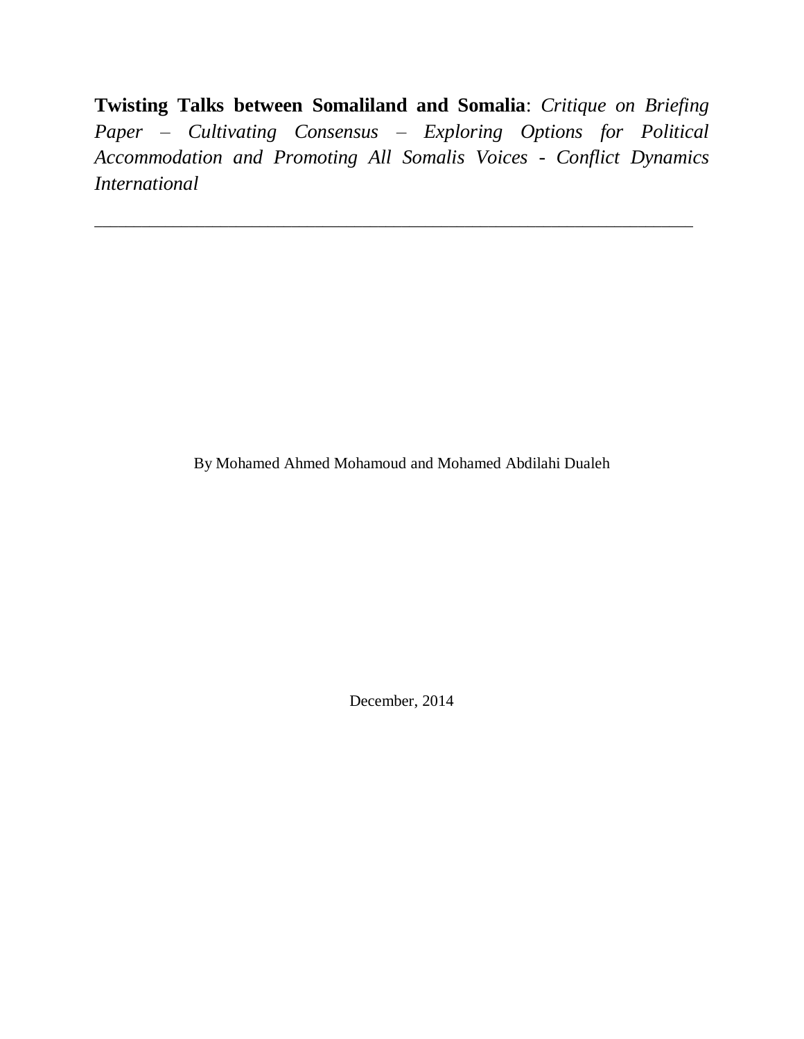**Twisting Talks between Somaliland and Somalia**: *Critique on Briefing Paper – Cultivating Consensus – Exploring Options for Political Accommodation and Promoting All Somalis Voices - Conflict Dynamics International*

---

By Mohamed Ahmed Mohamoud and Mohamed Abdilahi Dualeh

December, 2014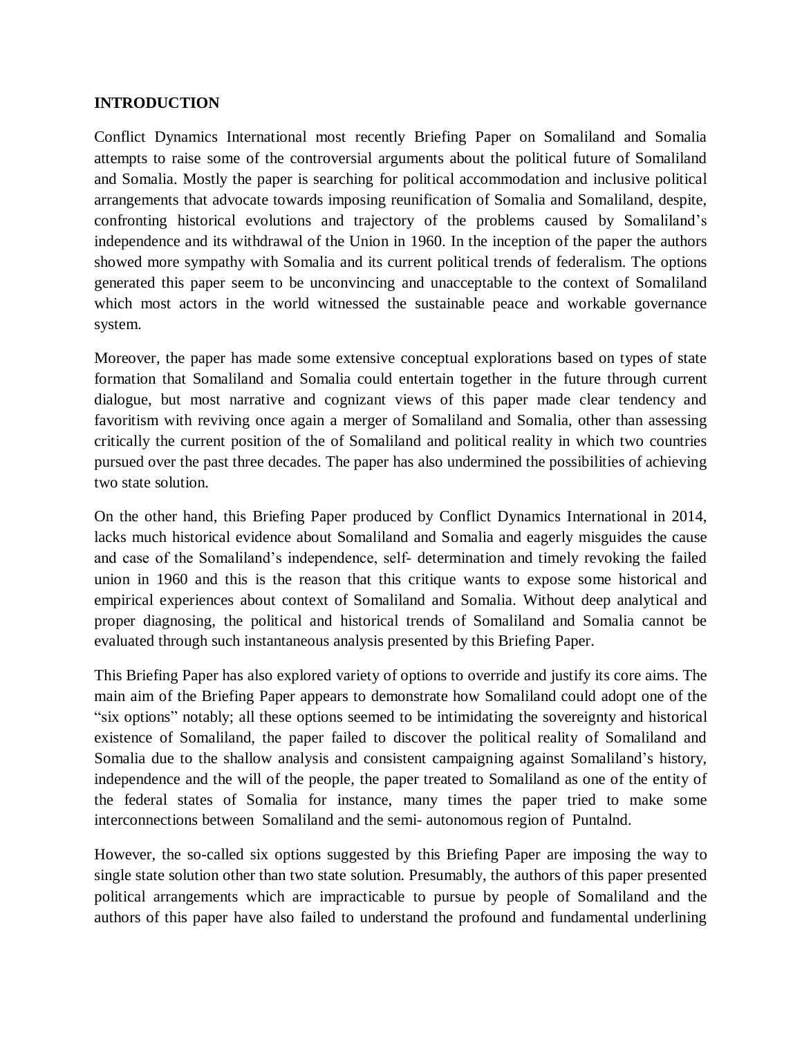**INTRODUCTION**

Conflict Dynamics International most recently Briefing Paper on Somaliland and Somalia attempts to raise some of the controversial arguments about the political future of Somaliland and Somalia. Mostly the paper is searching for political accommodation and inclusive political arrangements that advocate towards imposing reunification of Somalia and Somaliland, despite, confronting historical evolutions and trajectory of the problems caused by Somaliland's independence and its withdrawal of the Union in 1960. In the inception of the paper the authors showed more sympathy with Somalia and its current political trends of federalism. The options generated this paper seem to be unconvincing and unacceptable to the context of Somaliland which most actors in the world witnessed the sustainable peace and workable governance system.

Moreover, the paper has made some extensive conceptual explorations based on types of state formation that Somaliland and Somalia could entertain together in the future through current dialogue, but most narrative and cognizant views of this paper made clear tendency and favoritism with reviving once again a merger of Somaliland and Somalia, other than assessing critically the current position of the of Somaliland and political reality in which two countries pursued over the past three decades. The paper has also undermined the possibilities of achieving two state solution.

On the other hand, this Briefing Paper produced by Conflict Dynamics International in 2014, lacks much historical evidence about Somaliland and Somalia and eagerly misguides the cause and case of the Somaliland's independence, self- determination and timely revoking the failed union in 1960 and this is the reason that this critique wants to expose some historical and empirical experiences about context of Somaliland and Somalia. Without deep analytical and proper diagnosing, the political and historical trends of Somaliland and Somalia cannot be evaluated through such instantaneous analysis presented by this Briefing Paper.

This Briefing Paper has also explored variety of options to override and justify its core aims. The main aim of the Briefing Paper appears to demonstrate how Somaliland could adopt one of the "six options" notably; all these options seemed to be intimidating the sovereignty and historical existence of Somaliland, the paper failed to discover the political reality of Somaliland and Somalia due to the shallow analysis and consistent campaigning against Somaliland's history, independence and the will of the people, the paper treated to Somaliland as one of the entity of the federal states of Somalia for instance, many times the paper tried to make some interconnections between Somaliland and the semi- autonomous region of Puntalnd.

However, the so-called six options suggested by this Briefing Paper are imposing the way to single state solution other than two state solution. Presumably, the authors of this paper presented political arrangements which are impracticable to pursue by people of Somaliland and the authors of this paper have also failed to understand the profound and fundamental underlining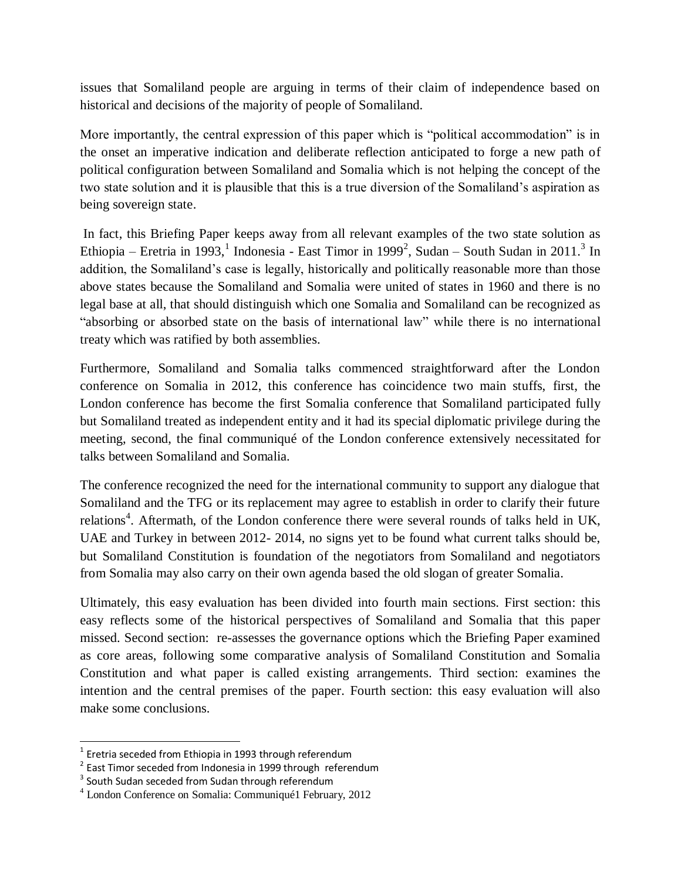issues that Somaliland people are arguing in terms of their claim of independence based on historical and decisions of the majority of people of Somaliland.

More importantly, the central expression of this paper which is "political accommodation" is in the onset an imperative indication and deliberate reflection anticipated to forge a new path of political configuration between Somaliland and Somalia which is not helping the concept of the two state solution and it is plausible that this is a true diversion of the Somaliland's aspiration as being sovereign state.

In fact, this Briefing Paper keeps away from all relevant examples of the two state solution as Ethiopia – Eretria in 1993,[1] Indonesia - East Timor in 1999[2], Sudan – South Sudan in 2011.[3] In addition, the Somaliland's case is legally, historically and politically reasonable more than those above states because the Somaliland and Somalia were united of states in 1960 and there is no legal base at all, that should distinguish which one Somalia and Somaliland can be recognized as "absorbing or absorbed state on the basis of international law" while there is no international treaty which was ratified by both assemblies.

Furthermore, Somaliland and Somalia talks commenced straightforward after the London conference on Somalia in 2012, this conference has coincidence two main stuffs, first, the London conference has become the first Somalia conference that Somaliland participated fully but Somaliland treated as independent entity and it had its special diplomatic privilege during the meeting, second, the final communiqué of the London conference extensively necessitated for talks between Somaliland and Somalia.

The conference recognized the need for the international community to support any dialogue that Somaliland and the TFG or its replacement may agree to establish in order to clarify their future relations[4]. Aftermath, of the London conference there were several rounds of talks held in UK, UAE and Turkey in between 2012- 2014, no signs yet to be found what current talks should be, but Somaliland Constitution is foundation of the negotiators from Somaliland and negotiators from Somalia may also carry on their own agenda based the old slogan of greater Somalia.

Ultimately, this easy evaluation has been divided into fourth main sections. First section: this easy reflects some of the historical perspectives of Somaliland and Somalia that this paper missed. Second section: re-assesses the governance options which the Briefing Paper examined as core areas, following some comparative analysis of Somaliland Constitution and Somalia Constitution and what paper is called existing arrangements. Third section: examines the intention and the central premises of the paper. Fourth section: this easy evaluation will also make some conclusions.

---

[1] Eretria seceded from Ethiopia in 1993 through referendum

[2] East Timor seceded from Indonesia in 1999 through referendum

[3] South Sudan seceded from Sudan through referendum

[4] London Conference on Somalia: Communiqué1 February, 2012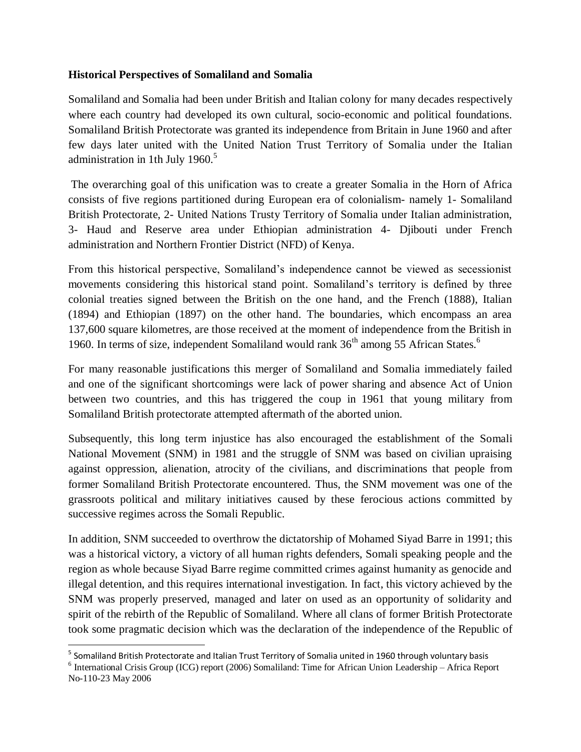**Historical Perspectives of Somaliland and Somalia**

Somaliland and Somalia had been under British and Italian colony for many decades respectively where each country had developed its own cultural, socio-economic and political foundations. Somaliland British Protectorate was granted its independence from Britain in June 1960 and after few days later united with the United Nation Trust Territory of Somalia under the Italian administration in 1th July 1960.[5]

The overarching goal of this unification was to create a greater Somalia in the Horn of Africa consists of five regions partitioned during European era of colonialism- namely 1- Somaliland British Protectorate, 2- United Nations Trusty Territory of Somalia under Italian administration, 3- Haud and Reserve area under Ethiopian administration 4- Djibouti under French administration and Northern Frontier District (NFD) of Kenya.

From this historical perspective, Somaliland's independence cannot be viewed as secessionist movements considering this historical stand point. Somaliland's territory is defined by three colonial treaties signed between the British on the one hand, and the French (1888), Italian (1894) and Ethiopian (1897) on the other hand. The boundaries, which encompass an area 137,600 square kilometres, are those received at the moment of independence from the British in 1960. In terms of size, independent Somaliland would rank 36th among 55 African States.[6]

For many reasonable justifications this merger of Somaliland and Somalia immediately failed and one of the significant shortcomings were lack of power sharing and absence Act of Union between two countries, and this has triggered the coup in 1961 that young military from Somaliland British protectorate attempted aftermath of the aborted union.

Subsequently, this long term injustice has also encouraged the establishment of the Somali National Movement (SNM) in 1981 and the struggle of SNM was based on civilian upraising against oppression, alienation, atrocity of the civilians, and discriminations that people from former Somaliland British Protectorate encountered. Thus, the SNM movement was one of the grassroots political and military initiatives caused by these ferocious actions committed by successive regimes across the Somali Republic.

In addition, SNM succeeded to overthrow the dictatorship of Mohamed Siyad Barre in 1991; this was a historical victory, a victory of all human rights defenders, Somali speaking people and the region as whole because Siyad Barre regime committed crimes against humanity as genocide and illegal detention, and this requires international investigation. In fact, this victory achieved by the SNM was properly preserved, managed and later on used as an opportunity of solidarity and spirit of the rebirth of the Republic of Somaliland. Where all clans of former British Protectorate took some pragmatic decision which was the declaration of the independence of the Republic of

---

[5] Somaliland British Protectorate and Italian Trust Territory of Somalia united in 1960 through voluntary basis

[6] International Crisis Group (ICG) report (2006) Somaliland: Time for African Union Leadership – Africa Report No-110-23 May 2006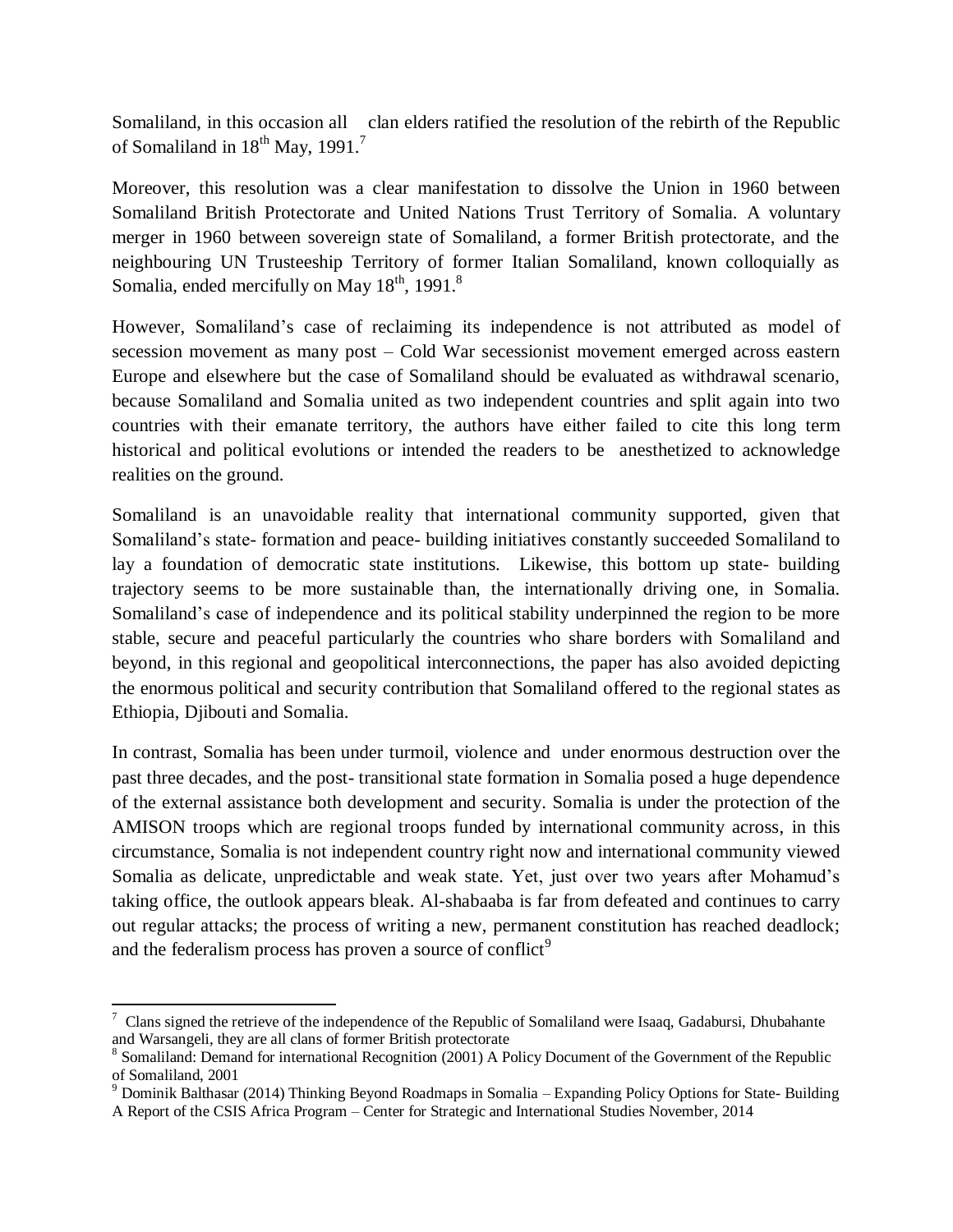Somaliland, in this occasion all clan elders ratified the resolution of the rebirth of the Republic of Somaliland in 18th May, 1991.[7]

Moreover, this resolution was a clear manifestation to dissolve the Union in 1960 between Somaliland British Protectorate and United Nations Trust Territory of Somalia. A voluntary merger in 1960 between sovereign state of Somaliland, a former British protectorate, and the neighbouring UN Trusteeship Territory of former Italian Somaliland, known colloquially as Somalia, ended mercifully on May 18th, 1991.[8]

However, Somaliland's case of reclaiming its independence is not attributed as model of secession movement as many post – Cold War secessionist movement emerged across eastern Europe and elsewhere but the case of Somaliland should be evaluated as withdrawal scenario, because Somaliland and Somalia united as two independent countries and split again into two countries with their emanate territory, the authors have either failed to cite this long term historical and political evolutions or intended the readers to be anesthetized to acknowledge realities on the ground.

Somaliland is an unavoidable reality that international community supported, given that Somaliland's state- formation and peace- building initiatives constantly succeeded Somaliland to lay a foundation of democratic state institutions. Likewise, this bottom up state- building trajectory seems to be more sustainable than, the internationally driving one, in Somalia. Somaliland's case of independence and its political stability underpinned the region to be more stable, secure and peaceful particularly the countries who share borders with Somaliland and beyond, in this regional and geopolitical interconnections, the paper has also avoided depicting the enormous political and security contribution that Somaliland offered to the regional states as Ethiopia, Djibouti and Somalia.

In contrast, Somalia has been under turmoil, violence and under enormous destruction over the past three decades, and the post- transitional state formation in Somalia posed a huge dependence of the external assistance both development and security. Somalia is under the protection of the AMISON troops which are regional troops funded by international community across, in this circumstance, Somalia is not independent country right now and international community viewed Somalia as delicate, unpredictable and weak state. Yet, just over two years after Mohamud's taking office, the outlook appears bleak. Al-shabaaba is far from defeated and continues to carry out regular attacks; the process of writing a new, permanent constitution has reached deadlock; and the federalism process has proven a source of conflict[9]

---

[7] Clans signed the retrieve of the independence of the Republic of Somaliland were Isaaq, Gadabursi, Dhubahante and Warsangeli, they are all clans of former British protectorate

[8] Somaliland: Demand for international Recognition (2001) A Policy Document of the Government of the Republic of Somaliland, 2001

[9] Dominik Balthasar (2014) Thinking Beyond Roadmaps in Somalia – Expanding Policy Options for State- Building A Report of the CSIS Africa Program – Center for Strategic and International Studies November, 2014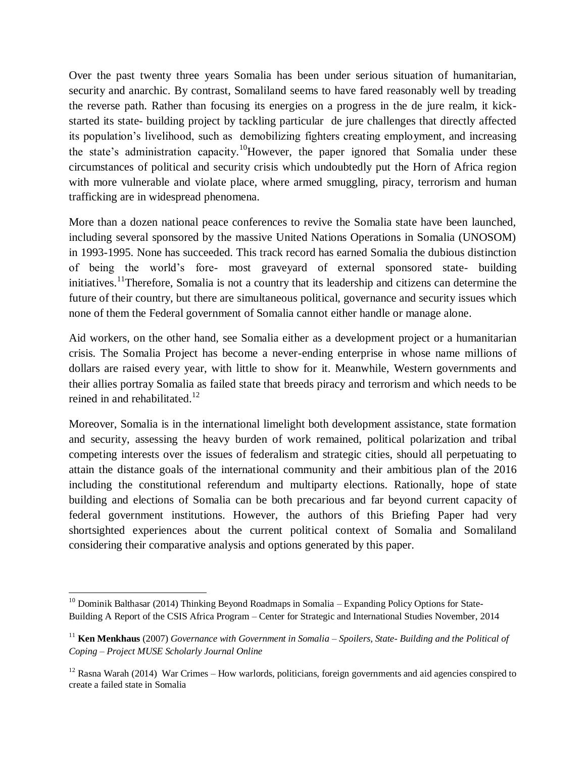Over the past twenty three years Somalia has been under serious situation of humanitarian, security and anarchic. By contrast, Somaliland seems to have fared reasonably well by treading the reverse path. Rather than focusing its energies on a progress in the de jure realm, it kick-started its state- building project by tackling particular de jure challenges that directly affected its population's livelihood, such as demobilizing fighters creating employment, and increasing the state's administration capacity.[10]However, the paper ignored that Somalia under these circumstances of political and security crisis which undoubtedly put the Horn of Africa region with more vulnerable and violate place, where armed smuggling, piracy, terrorism and human trafficking are in widespread phenomena.

More than a dozen national peace conferences to revive the Somalia state have been launched, including several sponsored by the massive United Nations Operations in Somalia (UNOSOM) in 1993-1995. None has succeeded. This track record has earned Somalia the dubious distinction of being the world's fore- most graveyard of external sponsored state- building initiatives.[11]Therefore, Somalia is not a country that its leadership and citizens can determine the future of their country, but there are simultaneous political, governance and security issues which none of them the Federal government of Somalia cannot either handle or manage alone.

Aid workers, on the other hand, see Somalia either as a development project or a humanitarian crisis. The Somalia Project has become a never-ending enterprise in whose name millions of dollars are raised every year, with little to show for it. Meanwhile, Western governments and their allies portray Somalia as failed state that breeds piracy and terrorism and which needs to be reined in and rehabilitated.[12]

Moreover, Somalia is in the international limelight both development assistance, state formation and security, assessing the heavy burden of work remained, political polarization and tribal competing interests over the issues of federalism and strategic cities, should all perpetuating to attain the distance goals of the international community and their ambitious plan of the 2016 including the constitutional referendum and multiparty elections. Rationally, hope of state building and elections of Somalia can be both precarious and far beyond current capacity of federal government institutions. However, the authors of this Briefing Paper had very shortsighted experiences about the current political context of Somalia and Somaliland considering their comparative analysis and options generated by this paper.

---

[10] Dominik Balthasar (2014) Thinking Beyond Roadmaps in Somalia – Expanding Policy Options for State-Building A Report of the CSIS Africa Program – Center for Strategic and International Studies November, 2014

[11] **Ken Menkhaus** (2007) *Governance with Government in Somalia – Spoilers, State- Building and the Political of Coping – Project MUSE Scholarly Journal Online*

[12] Rasna Warah (2014) War Crimes – How warlords, politicians, foreign governments and aid agencies conspired to create a failed state in Somalia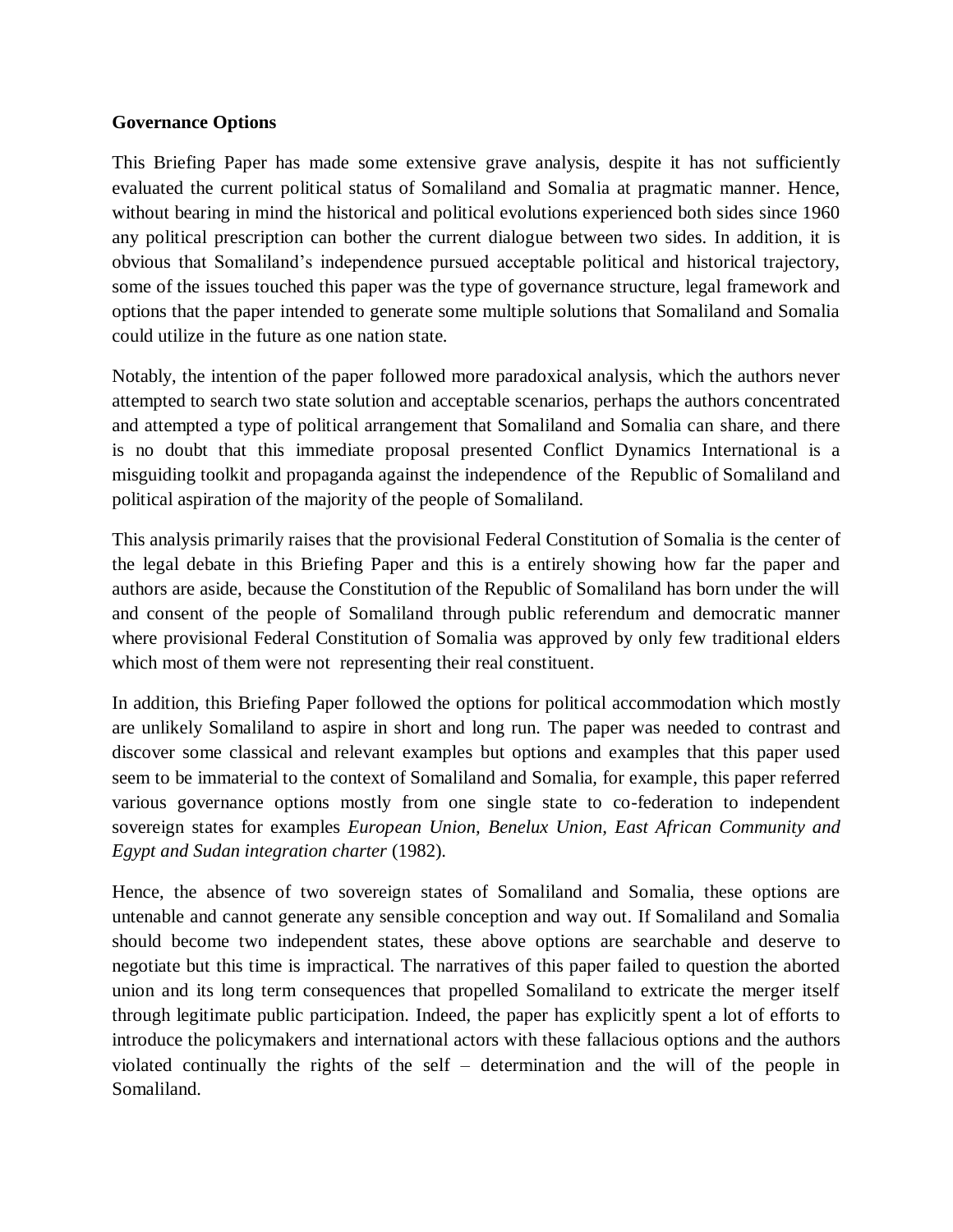**Governance Options**

This Briefing Paper has made some extensive grave analysis, despite it has not sufficiently evaluated the current political status of Somaliland and Somalia at pragmatic manner. Hence, without bearing in mind the historical and political evolutions experienced both sides since 1960 any political prescription can bother the current dialogue between two sides. In addition, it is obvious that Somaliland's independence pursued acceptable political and historical trajectory, some of the issues touched this paper was the type of governance structure, legal framework and options that the paper intended to generate some multiple solutions that Somaliland and Somalia could utilize in the future as one nation state.

Notably, the intention of the paper followed more paradoxical analysis, which the authors never attempted to search two state solution and acceptable scenarios, perhaps the authors concentrated and attempted a type of political arrangement that Somaliland and Somalia can share, and there is no doubt that this immediate proposal presented Conflict Dynamics International is a misguiding toolkit and propaganda against the independence of the Republic of Somaliland and political aspiration of the majority of the people of Somaliland.

This analysis primarily raises that the provisional Federal Constitution of Somalia is the center of the legal debate in this Briefing Paper and this is a entirely showing how far the paper and authors are aside, because the Constitution of the Republic of Somaliland has born under the will and consent of the people of Somaliland through public referendum and democratic manner where provisional Federal Constitution of Somalia was approved by only few traditional elders which most of them were not representing their real constituent.

In addition, this Briefing Paper followed the options for political accommodation which mostly are unlikely Somaliland to aspire in short and long run. The paper was needed to contrast and discover some classical and relevant examples but options and examples that this paper used seem to be immaterial to the context of Somaliland and Somalia, for example, this paper referred various governance options mostly from one single state to co-federation to independent sovereign states for examples *European Union, Benelux Union, East African Community and Egypt and Sudan integration charter* (1982).

Hence, the absence of two sovereign states of Somaliland and Somalia, these options are untenable and cannot generate any sensible conception and way out. If Somaliland and Somalia should become two independent states, these above options are searchable and deserve to negotiate but this time is impractical. The narratives of this paper failed to question the aborted union and its long term consequences that propelled Somaliland to extricate the merger itself through legitimate public participation. Indeed, the paper has explicitly spent a lot of efforts to introduce the policymakers and international actors with these fallacious options and the authors violated continually the rights of the self – determination and the will of the people in Somaliland.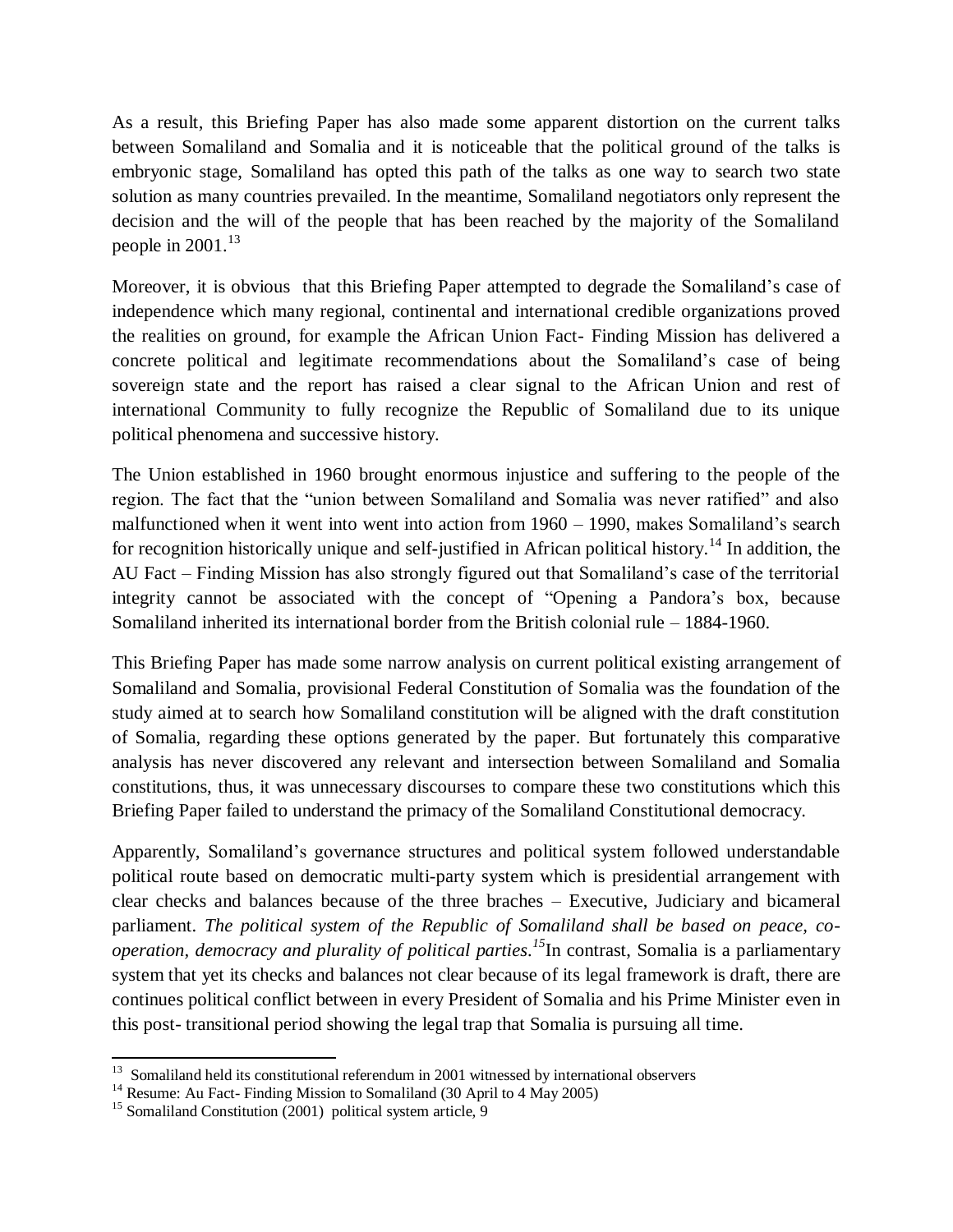As a result, this Briefing Paper has also made some apparent distortion on the current talks between Somaliland and Somalia and it is noticeable that the political ground of the talks is embryonic stage, Somaliland has opted this path of the talks as one way to search two state solution as many countries prevailed. In the meantime, Somaliland negotiators only represent the decision and the will of the people that has been reached by the majority of the Somaliland people in 2001.[13]

Moreover, it is obvious that this Briefing Paper attempted to degrade the Somaliland's case of independence which many regional, continental and international credible organizations proved the realities on ground, for example the African Union Fact- Finding Mission has delivered a concrete political and legitimate recommendations about the Somaliland's case of being sovereign state and the report has raised a clear signal to the African Union and rest of international Community to fully recognize the Republic of Somaliland due to its unique political phenomena and successive history.

The Union established in 1960 brought enormous injustice and suffering to the people of the region. The fact that the "union between Somaliland and Somalia was never ratified" and also malfunctioned when it went into went into action from 1960 – 1990, makes Somaliland's search for recognition historically unique and self-justified in African political history.[14] In addition, the AU Fact – Finding Mission has also strongly figured out that Somaliland's case of the territorial integrity cannot be associated with the concept of "Opening a Pandora's box, because Somaliland inherited its international border from the British colonial rule – 1884-1960.

This Briefing Paper has made some narrow analysis on current political existing arrangement of Somaliland and Somalia, provisional Federal Constitution of Somalia was the foundation of the study aimed at to search how Somaliland constitution will be aligned with the draft constitution of Somalia, regarding these options generated by the paper. But fortunately this comparative analysis has never discovered any relevant and intersection between Somaliland and Somalia constitutions, thus, it was unnecessary discourses to compare these two constitutions which this Briefing Paper failed to understand the primacy of the Somaliland Constitutional democracy.

Apparently, Somaliland's governance structures and political system followed understandable political route based on democratic multi-party system which is presidential arrangement with clear checks and balances because of the three braches – Executive, Judiciary and bicameral parliament. *The political system of the Republic of Somaliland shall be based on peace, co-operation, democracy and plurality of political parties.*[15]In contrast, Somalia is a parliamentary system that yet its checks and balances not clear because of its legal framework is draft, there are continues political conflict between in every President of Somalia and his Prime Minister even in this post- transitional period showing the legal trap that Somalia is pursuing all time.

---

[13] Somaliland held its constitutional referendum in 2001 witnessed by international observers

[14] Resume: Au Fact- Finding Mission to Somaliland (30 April to 4 May 2005)

[15] Somaliland Constitution (2001) political system article, 9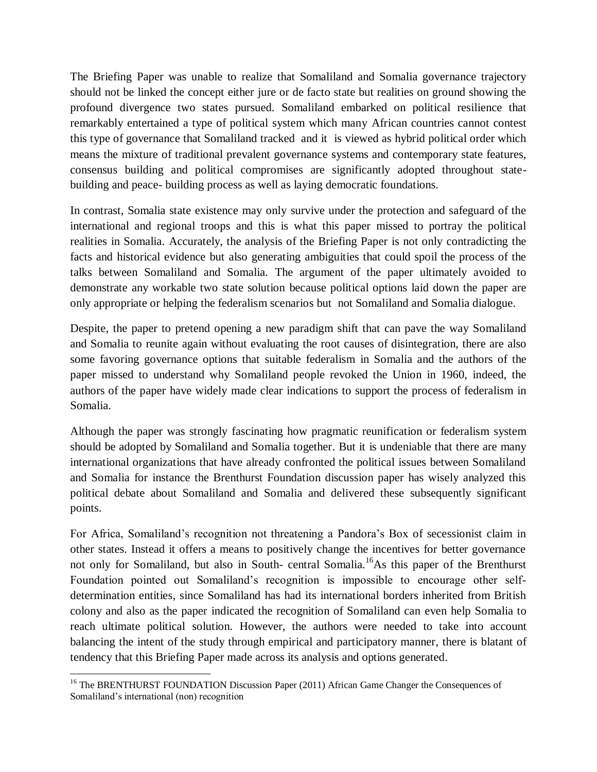The Briefing Paper was unable to realize that Somaliland and Somalia governance trajectory should not be linked the concept either jure or de facto state but realities on ground showing the profound divergence two states pursued. Somaliland embarked on political resilience that remarkably entertained a type of political system which many African countries cannot contest this type of governance that Somaliland tracked and it is viewed as hybrid political order which means the mixture of traditional prevalent governance systems and contemporary state features, consensus building and political compromises are significantly adopted throughout state-building and peace- building process as well as laying democratic foundations.

In contrast, Somalia state existence may only survive under the protection and safeguard of the international and regional troops and this is what this paper missed to portray the political realities in Somalia. Accurately, the analysis of the Briefing Paper is not only contradicting the facts and historical evidence but also generating ambiguities that could spoil the process of the talks between Somaliland and Somalia. The argument of the paper ultimately avoided to demonstrate any workable two state solution because political options laid down the paper are only appropriate or helping the federalism scenarios but not Somaliland and Somalia dialogue.

Despite, the paper to pretend opening a new paradigm shift that can pave the way Somaliland and Somalia to reunite again without evaluating the root causes of disintegration, there are also some favoring governance options that suitable federalism in Somalia and the authors of the paper missed to understand why Somaliland people revoked the Union in 1960, indeed, the authors of the paper have widely made clear indications to support the process of federalism in Somalia.

Although the paper was strongly fascinating how pragmatic reunification or federalism system should be adopted by Somaliland and Somalia together. But it is undeniable that there are many international organizations that have already confronted the political issues between Somaliland and Somalia for instance the Brenthurst Foundation discussion paper has wisely analyzed this political debate about Somaliland and Somalia and delivered these subsequently significant points.

For Africa, Somaliland's recognition not threatening a Pandora's Box of secessionist claim in other states. Instead it offers a means to positively change the incentives for better governance not only for Somaliland, but also in South- central Somalia.[16] As this paper of the Brenthurst Foundation pointed out Somaliland's recognition is impossible to encourage other self-determination entities, since Somaliland has had its international borders inherited from British colony and also as the paper indicated the recognition of Somaliland can even help Somalia to reach ultimate political solution. However, the authors were needed to take into account balancing the intent of the study through empirical and participatory manner, there is blatant of tendency that this Briefing Paper made across its analysis and options generated.

---

[16] The BRENTHURST FOUNDATION Discussion Paper (2011) African Game Changer the Consequences of Somaliland's international (non) recognition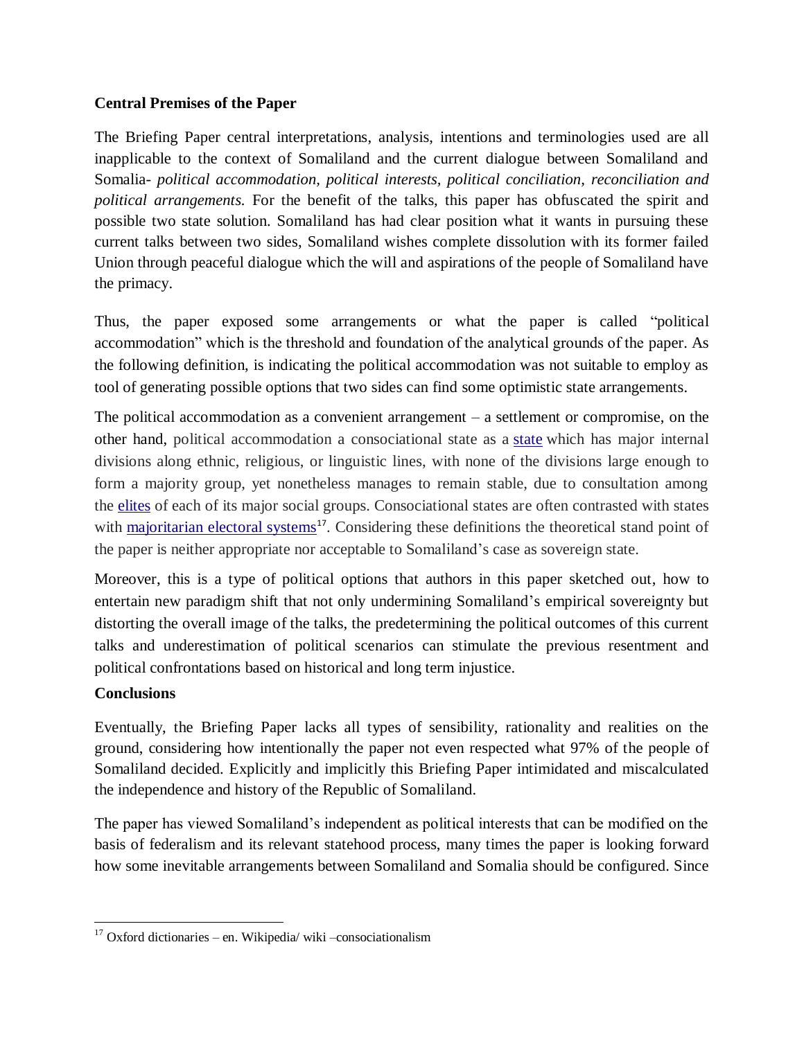**Central Premises of the Paper**

The Briefing Paper central interpretations, analysis, intentions and terminologies used are all inapplicable to the context of Somaliland and the current dialogue between Somaliland and Somalia- *political accommodation, political interests, political conciliation, reconciliation and political arrangements.* For the benefit of the talks, this paper has obfuscated the spirit and possible two state solution. Somaliland has had clear position what it wants in pursuing these current talks between two sides, Somaliland wishes complete dissolution with its former failed Union through peaceful dialogue which the will and aspirations of the people of Somaliland have the primacy.

Thus, the paper exposed some arrangements or what the paper is called "political accommodation" which is the threshold and foundation of the analytical grounds of the paper. As the following definition, is indicating the political accommodation was not suitable to employ as tool of generating possible options that two sides can find some optimistic state arrangements.

The political accommodation as a convenient arrangement – a settlement or compromise, on the other hand, political accommodation a consociational state as a state which has major internal divisions along ethnic, religious, or linguistic lines, with none of the divisions large enough to form a majority group, yet nonetheless manages to remain stable, due to consultation among the elites of each of its major social groups. Consociational states are often contrasted with states with majoritarian electoral systems[17]. Considering these definitions the theoretical stand point of the paper is neither appropriate nor acceptable to Somaliland's case as sovereign state.

Moreover, this is a type of political options that authors in this paper sketched out, how to entertain new paradigm shift that not only undermining Somaliland's empirical sovereignty but distorting the overall image of the talks, the predetermining the political outcomes of this current talks and underestimation of political scenarios can stimulate the previous resentment and political confrontations based on historical and long term injustice.

**Conclusions**

Eventually, the Briefing Paper lacks all types of sensibility, rationality and realities on the ground, considering how intentionally the paper not even respected what 97% of the people of Somaliland decided. Explicitly and implicitly this Briefing Paper intimidated and miscalculated the independence and history of the Republic of Somaliland.

The paper has viewed Somaliland's independent as political interests that can be modified on the basis of federalism and its relevant statehood process, many times the paper is looking forward how some inevitable arrangements between Somaliland and Somalia should be configured. Since

---

[17] Oxford dictionaries – en. Wikipedia/ wiki –consociationalism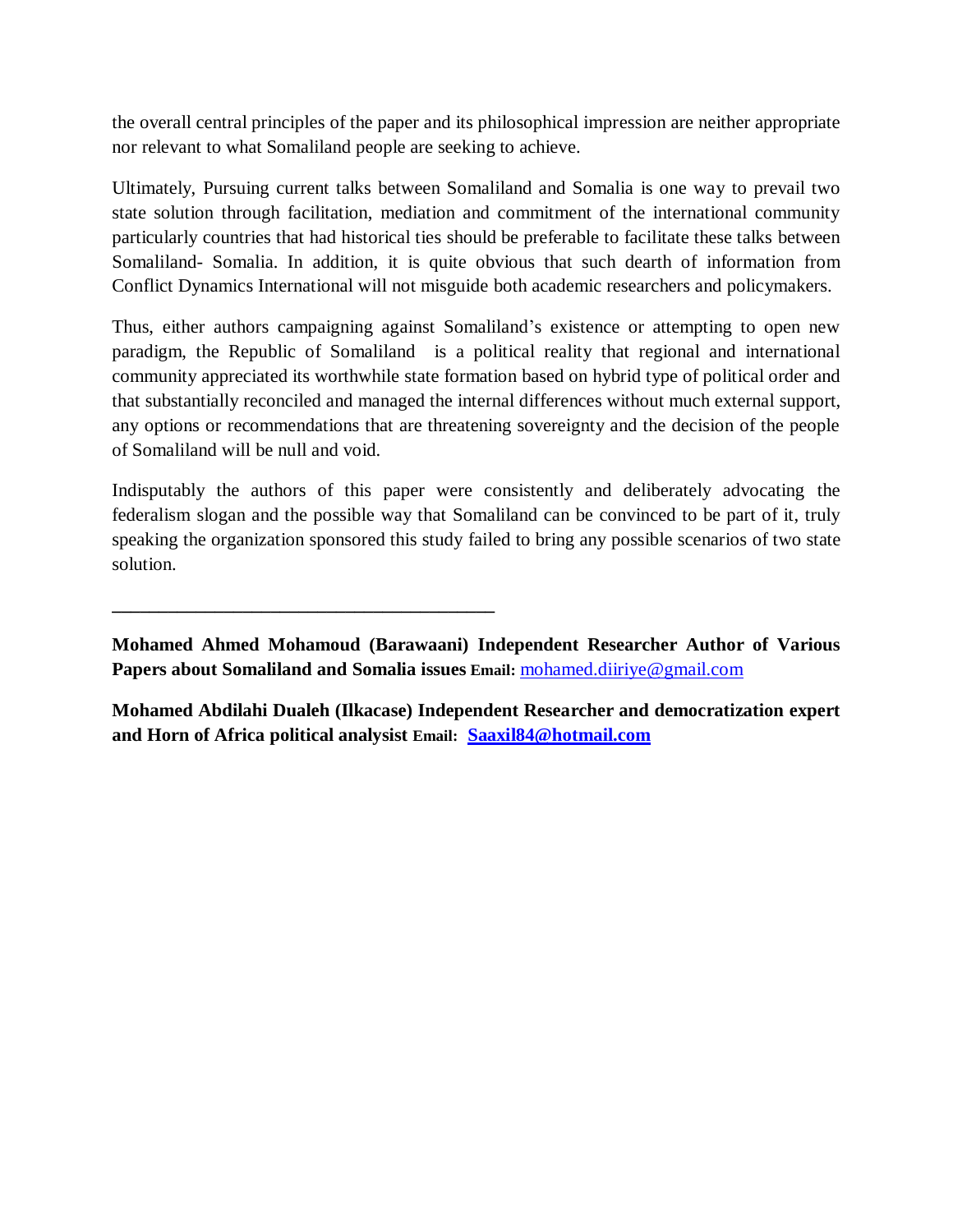the overall central principles of the paper and its philosophical impression are neither appropriate nor relevant to what Somaliland people are seeking to achieve.

Ultimately, Pursuing current talks between Somaliland and Somalia is one way to prevail two state solution through facilitation, mediation and commitment of the international community particularly countries that had historical ties should be preferable to facilitate these talks between Somaliland- Somalia. In addition, it is quite obvious that such dearth of information from Conflict Dynamics International will not misguide both academic researchers and policymakers.

Thus, either authors campaigning against Somaliland's existence or attempting to open new paradigm, the Republic of Somaliland is a political reality that regional and international community appreciated its worthwhile state formation based on hybrid type of political order and that substantially reconciled and managed the internal differences without much external support, any options or recommendations that are threatening sovereignty and the decision of the people of Somaliland will be null and void.

Indisputably the authors of this paper were consistently and deliberately advocating the federalism slogan and the possible way that Somaliland can be convinced to be part of it, truly speaking the organization sponsored this study failed to bring any possible scenarios of two state solution.

---

**Mohamed Ahmed Mohamoud (Barawaani) Independent Researcher Author of Various Papers about Somaliland and Somalia issues Email:** mohamed.diiriye@gmail.com

**Mohamed Abdilahi Dualeh (Ilkacase) Independent Researcher and democratization expert and Horn of Africa political analysist Email: Saaxil84@hotmail.com**